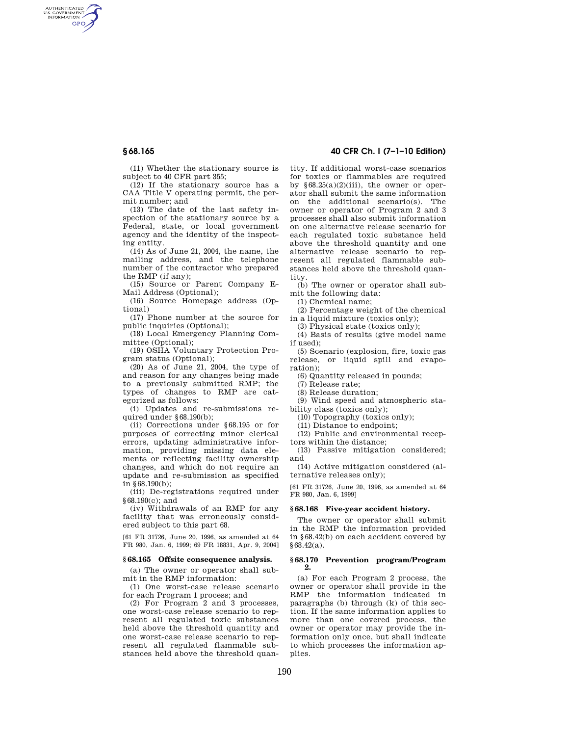(11) Whether the stationary source is subject to 40 CFR part 355;

(12) If the stationary source has a CAA Title V operating permit, the permit number; and

(13) The date of the last safety inspection of the stationary source by a Federal, state, or local government agency and the identity of the inspecting entity.

(14) As of June 21, 2004, the name, the mailing address, and the telephone number of the contractor who prepared the RMP (if any);

(15) Source or Parent Company E-Mail Address (Optional);

(16) Source Homepage address (Optional)

(17) Phone number at the source for public inquiries (Optional);

(18) Local Emergency Planning Committee (Optional);

(19) OSHA Voluntary Protection Program status (Optional);

(20) As of June 21, 2004, the type of and reason for any changes being made to a previously submitted RMP; the types of changes to RMP are categorized as follows:

(i) Updates and re-submissions required under §68.190(b);

(ii) Corrections under §68.195 or for purposes of correcting minor clerical errors, updating administrative information, providing missing data elements or reflecting facility ownership changes, and which do not require an update and re-submission as specified in §68.190(b);

(iii) De-registrations required under §68.190(c); and

(iv) Withdrawals of an RMP for any facility that was erroneously considered subject to this part 68.

[61 FR 31726, June 20, 1996, as amended at 64 FR 980, Jan. 6, 1999; 69 FR 18831, Apr. 9, 2004]

## §68.165 Offsite consequence analysis.

(a) The owner or operator shall submit in the RMP information:

(1) One worst-case release scenario for each Program 1 process; and

(2) For Program 2 and 3 processes, one worst-case release scenario to represent all regulated toxic substances held above the threshold quantity and one worst-case release scenario to represent all regulated flammable substances held above the threshold quantity. If additional worst-case scenarios for toxics or flammables are required by §68.25(a)(2)(iii), the owner or operator shall submit the same information on the additional scenario(s). The owner or operator of Program 2 and 3 processes shall also submit information on one alternative release scenario for each regulated toxic substance held above the threshold quantity and one alternative release scenario to represent all regulated flammable substances held above the threshold quantity.

(b) The owner or operator shall submit the following data:

(1) Chemical name;

(2) Percentage weight of the chemical in a liquid mixture (toxics only);

(3) Physical state (toxics only);

(4) Basis of results (give model name if used);

(5) Scenario (explosion, fire, toxic gas release, or liquid spill and evaporation);

(6) Quantity released in pounds;

(7) Release rate;

(8) Release duration;

(9) Wind speed and atmospheric stability class (toxics only);

(10) Topography (toxics only);

(11) Distance to endpoint;

(12) Public and environmental receptors within the distance;

(13) Passive mitigation considered; and

(14) Active mitigation considered (alternative releases only);

[61 FR 31726, June 20, 1996, as amended at 64 FR 980, Jan. 6, 1999]

## §68.168 Five-year accident history.

The owner or operator shall submit in the RMP the information provided in §68.42(b) on each accident covered by §68.42(a).

## §68.170 Prevention program/Program 2.

(a) For each Program 2 process, the owner or operator shall provide in the RMP the information indicated in paragraphs (b) through (k) of this section. If the same information applies to more than one covered process, the owner or operator may provide the information only once, but shall indicate to which processes the information applies.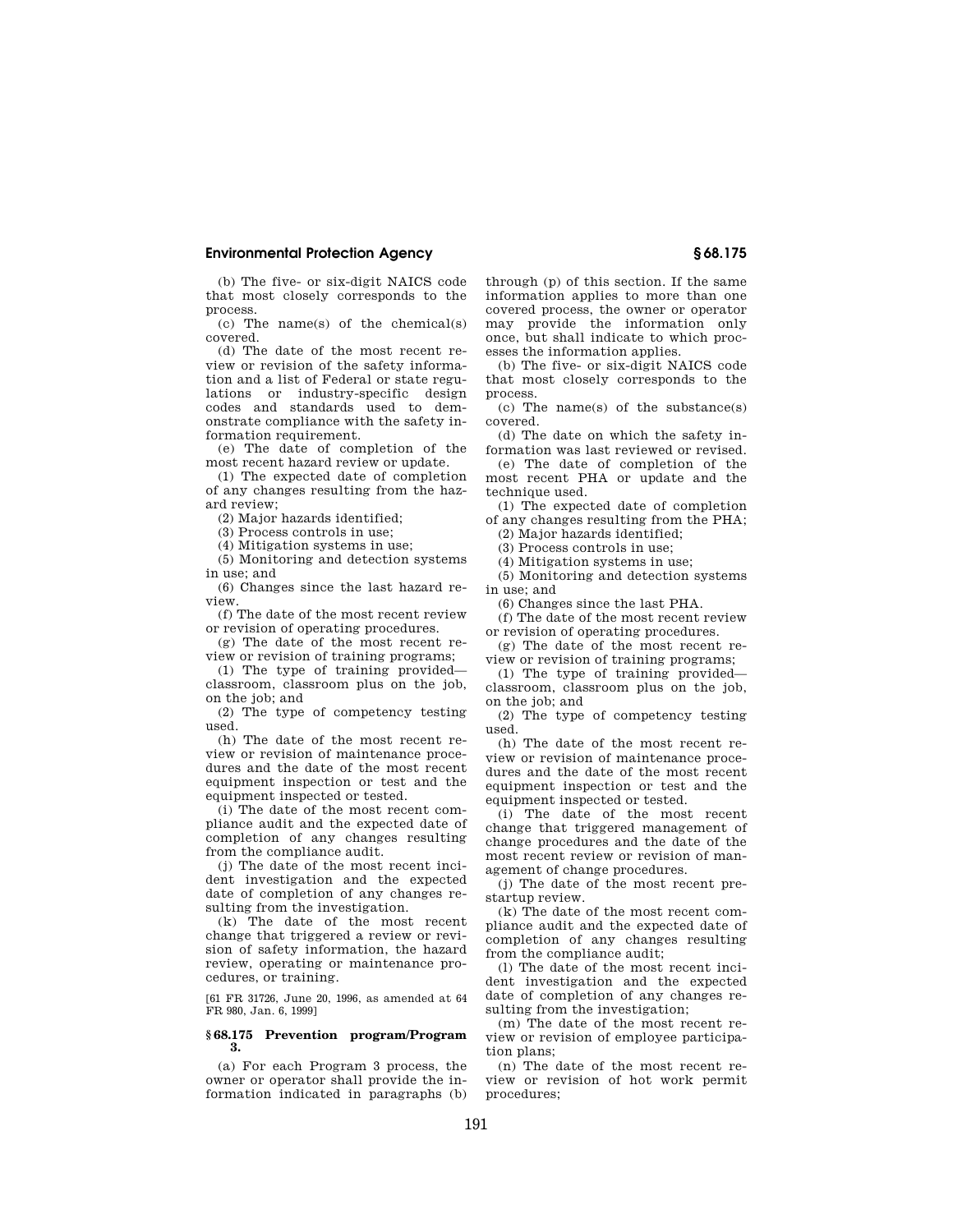(b) The five- or six-digit NAICS code that most closely corresponds to the process.

(c) The name(s) of the chemical(s) covered.

(d) The date of the most recent review or revision of the safety information and a list of Federal or state regulations or industry-specific design codes and standards used to demonstrate compliance with the safety information requirement.

(e) The date of completion of the most recent hazard review or update.

(1) The expected date of completion of any changes resulting from the hazard review;

(2) Major hazards identified;

(3) Process controls in use;

(4) Mitigation systems in use;

(5) Monitoring and detection systems in use; and

(6) Changes since the last hazard review.

(f) The date of the most recent review or revision of operating procedures.

(g) The date of the most recent review or revision of training programs;

(1) The type of training provided—classroom, classroom plus on the job, on the job; and

(2) The type of competency testing used.

(h) The date of the most recent review or revision of maintenance procedures and the date of the most recent equipment inspection or test and the equipment inspected or tested.

(i) The date of the most recent compliance audit and the expected date of completion of any changes resulting from the compliance audit.

(j) The date of the most recent incident investigation and the expected date of completion of any changes resulting from the investigation.

(k) The date of the most recent change that triggered a review or revision of safety information, the hazard review, operating or maintenance procedures, or training.

[61 FR 31726, June 20, 1996, as amended at 64 FR 980, Jan. 6, 1999]

## § 68.175 Prevention program/Program 3.

(a) For each Program 3 process, the owner or operator shall provide the information indicated in paragraphs (b) through (p) of this section. If the same information applies to more than one covered process, the owner or operator may provide the information only once, but shall indicate to which processes the information applies.

(b) The five- or six-digit NAICS code that most closely corresponds to the process.

(c) The name(s) of the substance(s) covered.

(d) The date on which the safety information was last reviewed or revised.

(e) The date of completion of the most recent PHA or update and the technique used.

(1) The expected date of completion of any changes resulting from the PHA;

(2) Major hazards identified;

(3) Process controls in use;

(4) Mitigation systems in use;

(5) Monitoring and detection systems in use; and

(6) Changes since the last PHA.

(f) The date of the most recent review or revision of operating procedures.

(g) The date of the most recent review or revision of training programs;

(1) The type of training provided—classroom, classroom plus on the job, on the job; and

(2) The type of competency testing used.

(h) The date of the most recent review or revision of maintenance procedures and the date of the most recent equipment inspection or test and the equipment inspected or tested.

(i) The date of the most recent change that triggered management of change procedures and the date of the most recent review or revision of management of change procedures.

(j) The date of the most recent pre-startup review.

(k) The date of the most recent compliance audit and the expected date of completion of any changes resulting from the compliance audit;

(l) The date of the most recent incident investigation and the expected date of completion of any changes resulting from the investigation;

(m) The date of the most recent review or revision of employee participation plans;

(n) The date of the most recent review or revision of hot work permit procedures;